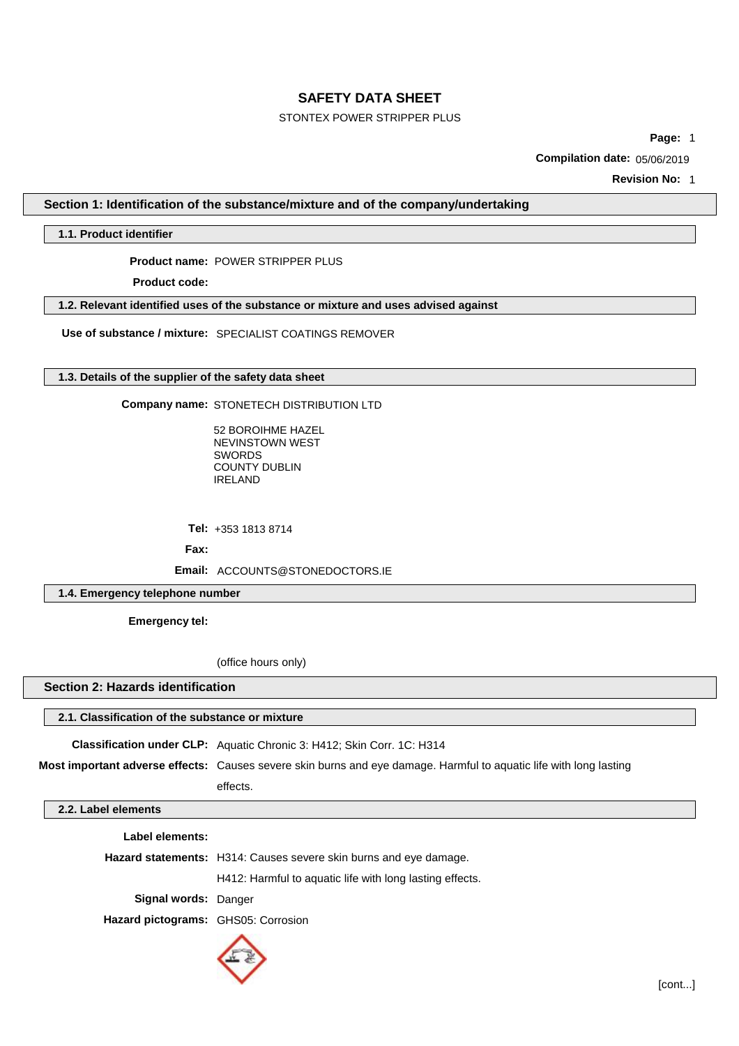# SAFETY DATA SHEET

STONTEX POWER STRIPPER PLUS

**Compilation date:** 05/06/2019

**Revision No:** 1

## Section 1: Identification of the substance/mixture and of the company/undertaking

### 1.1. Product identifier

**Product name:** POWER STRIPPER PLUS

**Product code:**

### 1.2. Relevant identified uses of the substance or mixture and uses advised against

**Use of substance / mixture:** SPECIALIST COATINGS REMOVER

### 1.3. Details of the supplier of the safety data sheet

**Company name:** STONETECH DISTRIBUTION LTD

52 BOROIHME HAZEL
NEVINSTOWN WEST
SWORDS
COUNTY DUBLIN
IRELAND

**Tel:** +353 1813 8714

**Fax:**

**Email:** ACCOUNTS@STONEDOCTORS.IE

### 1.4. Emergency telephone number

**Emergency tel:**

(office hours only)

## Section 2: Hazards identification

### 2.1. Classification of the substance or mixture

**Classification under CLP:** Aquatic Chronic 3: H412; Skin Corr. 1C: H314

**Most important adverse effects:** Causes severe skin burns and eye damage. Harmful to aquatic life with long lasting effects.

### 2.2. Label elements

**Label elements:**

**Hazard statements:** H314: Causes severe skin burns and eye damage.

H412: Harmful to aquatic life with long lasting effects.

**Signal words:** Danger

**Hazard pictograms:** GHS05: Corrosion

[cont...]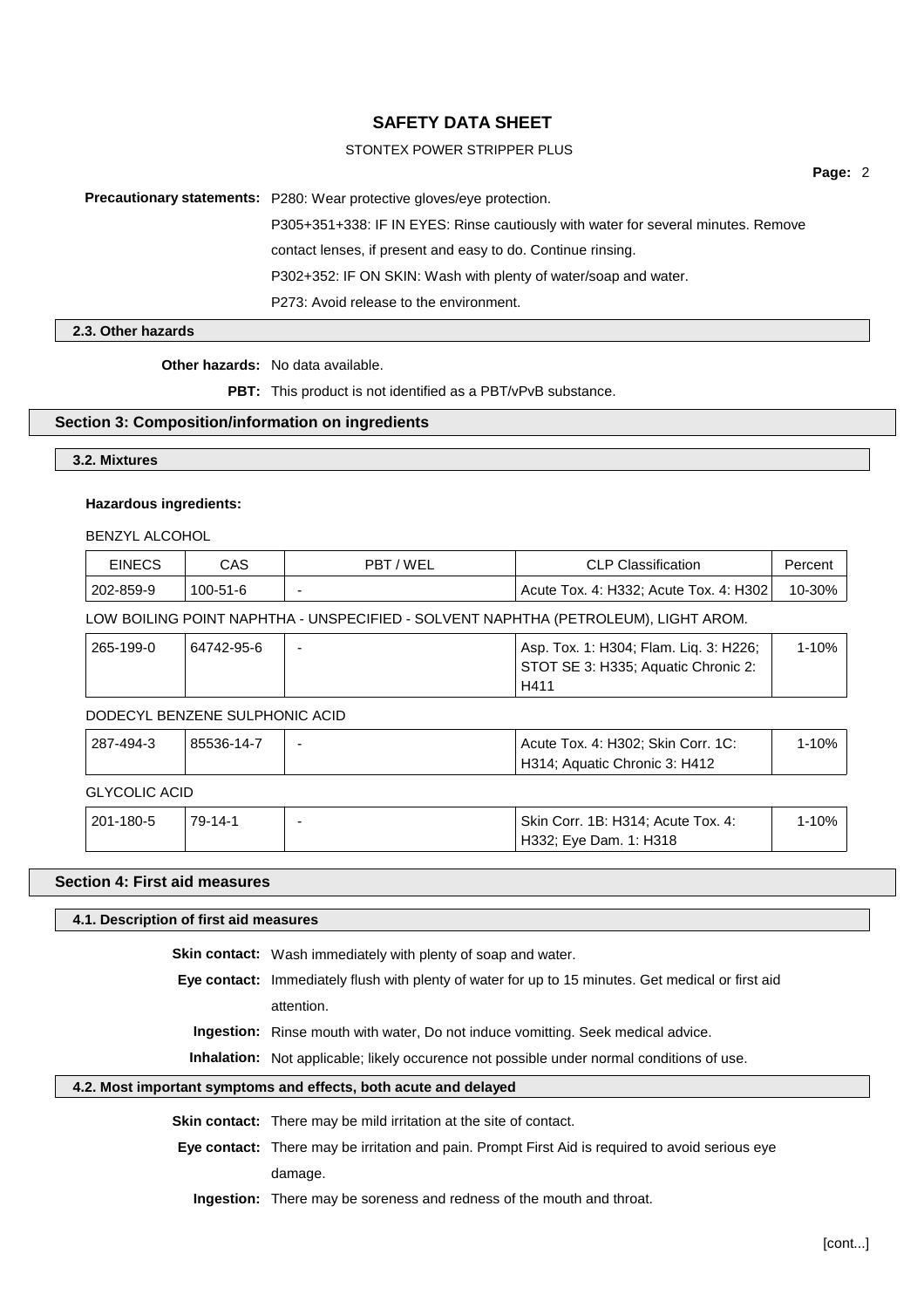**Precautionary statements:** P280: Wear protective gloves/eye protection.

P305+351+338: IF IN EYES: Rinse cautiously with water for several minutes. Remove contact lenses, if present and easy to do. Continue rinsing.

P302+352: IF ON SKIN: Wash with plenty of water/soap and water.

P273: Avoid release to the environment.

### 2.3. Other hazards

**Other hazards:** No data available.

**PBT:** This product is not identified as a PBT/vPvB substance.

## Section 3: Composition/information on ingredients

### 3.2. Mixtures

**Hazardous ingredients:**

BENZYL ALCOHOL

| EINECS | CAS | PBT / WEL | CLP Classification | Percent |
|---|---|---|---|---|
| 202-859-9 | 100-51-6 | - | Acute Tox. 4: H332; Acute Tox. 4: H302 | 10-30% |

LOW BOILING POINT NAPHTHA - UNSPECIFIED - SOLVENT NAPHTHA (PETROLEUM), LIGHT AROM.

| EINECS | CAS | PBT / WEL | CLP Classification | Percent |
|---|---|---|---|---|
| 265-199-0 | 64742-95-6 | - | Asp. Tox. 1: H304; Flam. Liq. 3: H226; STOT SE 3: H335; Aquatic Chronic 2: H411 | 1-10% |

DODECYL BENZENE SULPHONIC ACID

| EINECS | CAS | PBT / WEL | CLP Classification | Percent |
|---|---|---|---|---|
| 287-494-3 | 85536-14-7 | - | Acute Tox. 4: H302; Skin Corr. 1C: H314; Aquatic Chronic 3: H412 | 1-10% |

GLYCOLIC ACID

| EINECS | CAS | PBT / WEL | CLP Classification | Percent |
|---|---|---|---|---|
| 201-180-5 | 79-14-1 | - | Skin Corr. 1B: H314; Acute Tox. 4: H332; Eye Dam. 1: H318 | 1-10% |

## Section 4: First aid measures

### 4.1. Description of first aid measures

**Skin contact:** Wash immediately with plenty of soap and water.

**Eye contact:** Immediately flush with plenty of water for up to 15 minutes. Get medical or first aid attention.

**Ingestion:** Rinse mouth with water, Do not induce vomitting. Seek medical advice.

**Inhalation:** Not applicable; likely occurence not possible under normal conditions of use.

### 4.2. Most important symptoms and effects, both acute and delayed

**Skin contact:** There may be mild irritation at the site of contact.

**Eye contact:** There may be irritation and pain. Prompt First Aid is required to avoid serious eye damage.

**Ingestion:** There may be soreness and redness of the mouth and throat.

[cont...]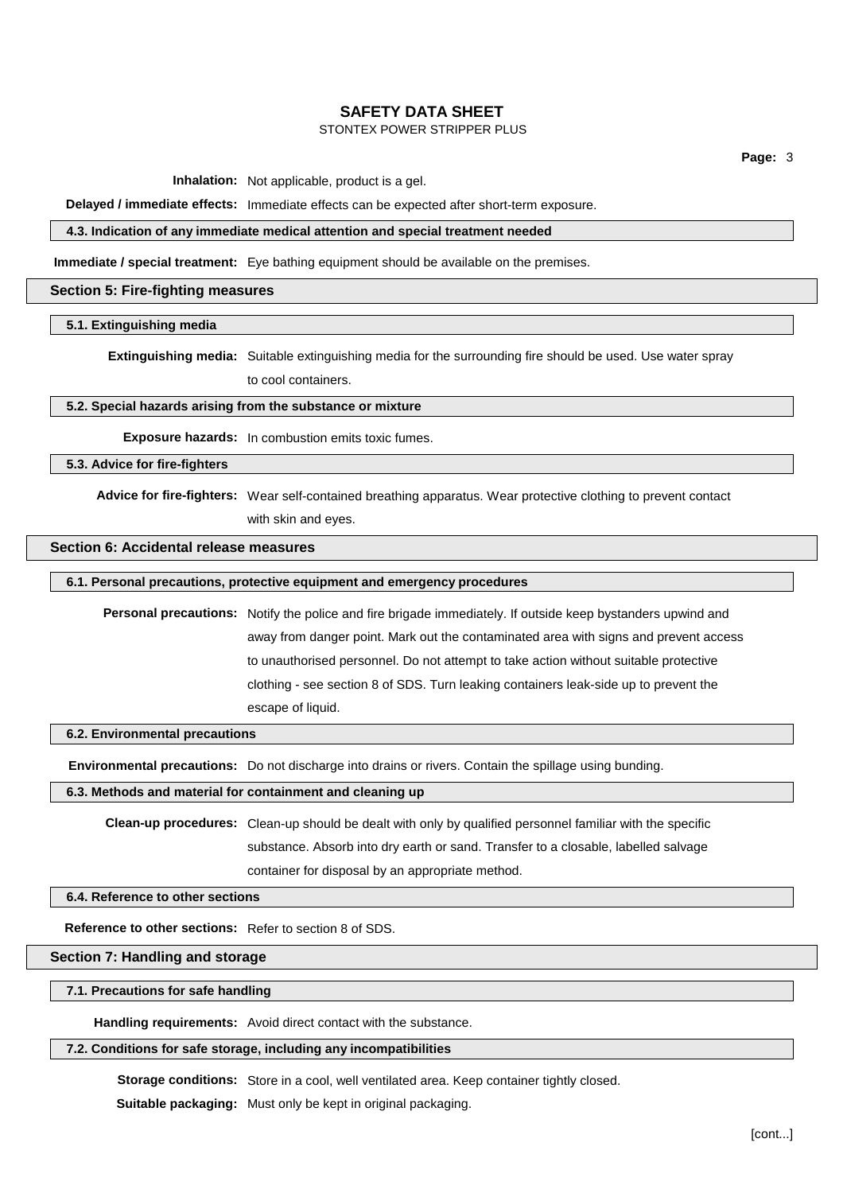**Inhalation:** Not applicable, product is a gel.

**Delayed / immediate effects:** Immediate effects can be expected after short-term exposure.

### 4.3. Indication of any immediate medical attention and special treatment needed

**Immediate / special treatment:** Eye bathing equipment should be available on the premises.

## Section 5: Fire-fighting measures

### 5.1. Extinguishing media

**Extinguishing media:** Suitable extinguishing media for the surrounding fire should be used. Use water spray to cool containers.

### 5.2. Special hazards arising from the substance or mixture

**Exposure hazards:** In combustion emits toxic fumes.

### 5.3. Advice for fire-fighters

**Advice for fire-fighters:** Wear self-contained breathing apparatus. Wear protective clothing to prevent contact with skin and eyes.

## Section 6: Accidental release measures

### 6.1. Personal precautions, protective equipment and emergency procedures

**Personal precautions:** Notify the police and fire brigade immediately. If outside keep bystanders upwind and away from danger point. Mark out the contaminated area with signs and prevent access to unauthorised personnel. Do not attempt to take action without suitable protective clothing - see section 8 of SDS. Turn leaking containers leak-side up to prevent the escape of liquid.

### 6.2. Environmental precautions

**Environmental precautions:** Do not discharge into drains or rivers. Contain the spillage using bunding.

### 6.3. Methods and material for containment and cleaning up

**Clean-up procedures:** Clean-up should be dealt with only by qualified personnel familiar with the specific substance. Absorb into dry earth or sand. Transfer to a closable, labelled salvage container for disposal by an appropriate method.

### 6.4. Reference to other sections

**Reference to other sections:** Refer to section 8 of SDS.

## Section 7: Handling and storage

### 7.1. Precautions for safe handling

**Handling requirements:** Avoid direct contact with the substance.

### 7.2. Conditions for safe storage, including any incompatibilities

**Storage conditions:** Store in a cool, well ventilated area. Keep container tightly closed.

**Suitable packaging:** Must only be kept in original packaging.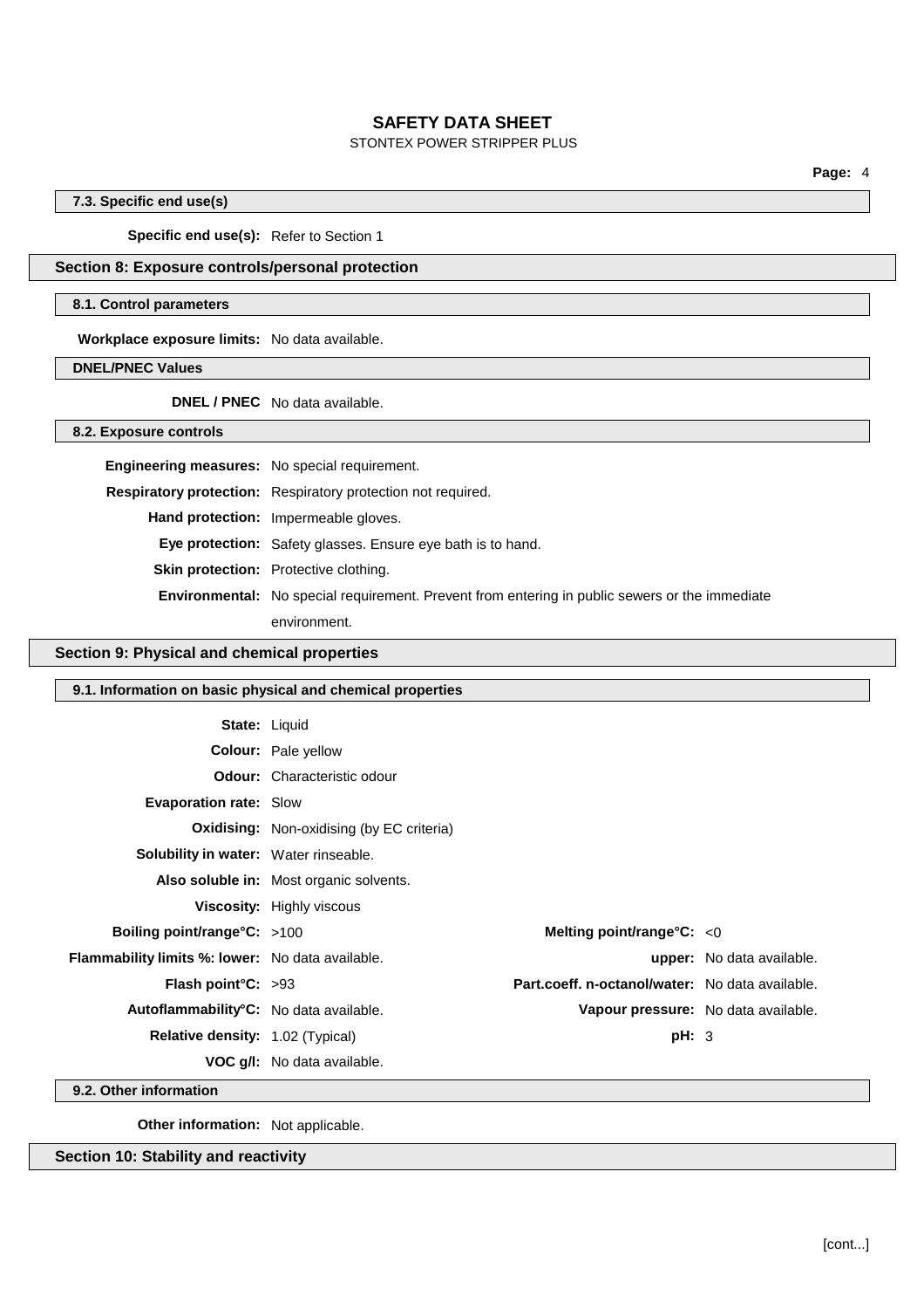### 7.3. Specific end use(s)

**Specific end use(s):** Refer to Section 1

## Section 8: Exposure controls/personal protection

### 8.1. Control parameters

**Workplace exposure limits:** No data available.

### DNEL/PNEC Values

**DNEL / PNEC** No data available.

### 8.2. Exposure controls

**Engineering measures:** No special requirement.

**Respiratory protection:** Respiratory protection not required.

**Hand protection:** Impermeable gloves.

**Eye protection:** Safety glasses. Ensure eye bath is to hand.

**Skin protection:** Protective clothing.

**Environmental:** No special requirement. Prevent from entering in public sewers or the immediate environment.

## Section 9: Physical and chemical properties

### 9.1. Information on basic physical and chemical properties

**State:** Liquid

**Colour:** Pale yellow

**Odour:** Characteristic odour

**Evaporation rate:** Slow

**Oxidising:** Non-oxidising (by EC criteria)

**Solubility in water:** Water rinseable.

**Also soluble in:** Most organic solvents.

**Viscosity:** Highly viscous

| | | | |
|---|---|---|---|
| **Boiling point/range°C:** | >100 | **Melting point/range°C:** | <0 |
| **Flammability limits %: lower:** | No data available. | **upper:** | No data available. |
| **Flash point°C:** | >93 | **Part.coeff. n-octanol/water:** | No data available. |
| **Autoflammability°C:** | No data available. | **Vapour pressure:** | No data available. |
| **Relative density:** | 1.02 (Typical) | **pH:** | 3 |
| **VOC g/l:** | No data available. | | |

### 9.2. Other information

**Other information:** Not applicable.

## Section 10: Stability and reactivity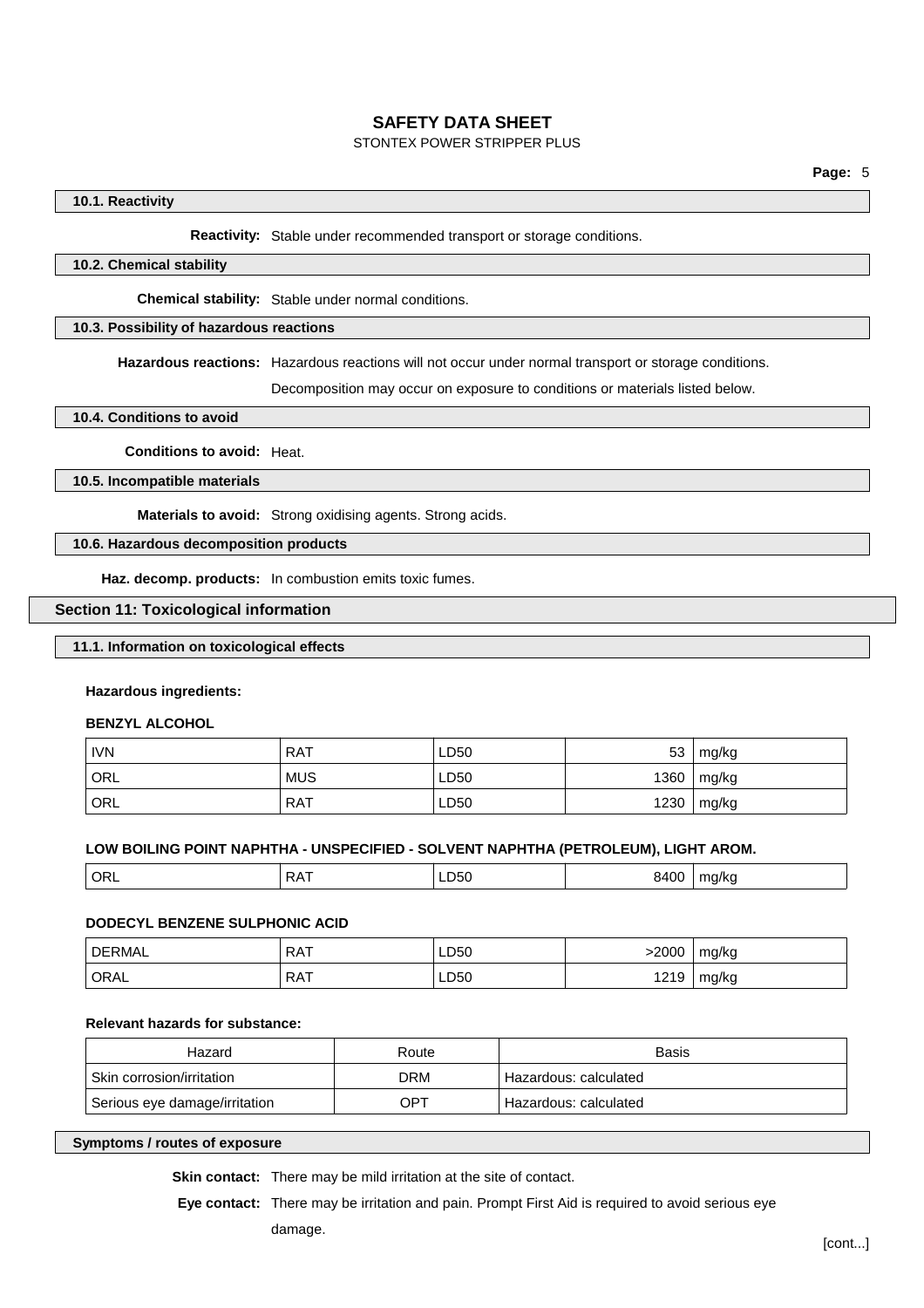#### 10.1. Reactivity

**Reactivity:** Stable under recommended transport or storage conditions.

#### 10.2. Chemical stability

**Chemical stability:** Stable under normal conditions.

#### 10.3. Possibility of hazardous reactions

**Hazardous reactions:** Hazardous reactions will not occur under normal transport or storage conditions.

Decomposition may occur on exposure to conditions or materials listed below.

#### 10.4. Conditions to avoid

**Conditions to avoid:** Heat.

#### 10.5. Incompatible materials

**Materials to avoid:** Strong oxidising agents. Strong acids.

#### 10.6. Hazardous decomposition products

**Haz. decomp. products:** In combustion emits toxic fumes.

## Section 11: Toxicological information

#### 11.1. Information on toxicological effects

**Hazardous ingredients:**

**BENZYL ALCOHOL**

| | | | | |
|---|---|---|---|---|
| IVN | RAT | LD50 | 53 | mg/kg |
| ORL | MUS | LD50 | 1360 | mg/kg |
| ORL | RAT | LD50 | 1230 | mg/kg |

**LOW BOILING POINT NAPHTHA - UNSPECIFIED - SOLVENT NAPHTHA (PETROLEUM), LIGHT AROM.**

| | | | | |
|---|---|---|---|---|
| ORL | RAT | LD50 | 8400 | mg/kg |

**DODECYL BENZENE SULPHONIC ACID**

| | | | | |
|---|---|---|---|---|
| DERMAL | RAT | LD50 | >2000 | mg/kg |
| ORAL | RAT | LD50 | 1219 | mg/kg |

**Relevant hazards for substance:**

| Hazard | Route | Basis |
|---|---|---|
| Skin corrosion/irritation | DRM | Hazardous: calculated |
| Serious eye damage/irritation | OPT | Hazardous: calculated |

#### Symptoms / routes of exposure

**Skin contact:** There may be mild irritation at the site of contact.

**Eye contact:** There may be irritation and pain. Prompt First Aid is required to avoid serious eye damage.

[cont...]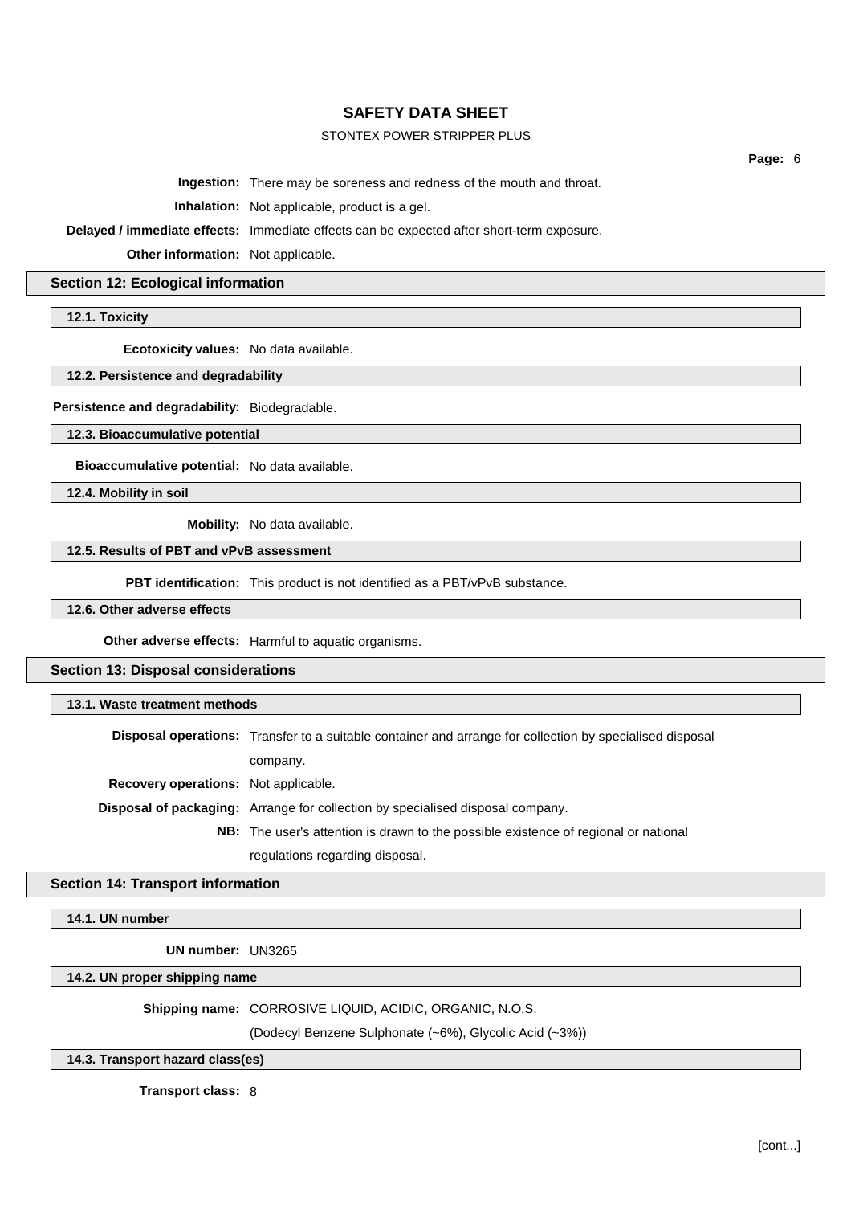**Ingestion:** There may be soreness and redness of the mouth and throat.

**Inhalation:** Not applicable, product is a gel.

**Delayed / immediate effects:** Immediate effects can be expected after short-term exposure.

**Other information:** Not applicable.

## Section 12: Ecological information

### 12.1. Toxicity

**Ecotoxicity values:** No data available.

### 12.2. Persistence and degradability

**Persistence and degradability:** Biodegradable.

### 12.3. Bioaccumulative potential

**Bioaccumulative potential:** No data available.

### 12.4. Mobility in soil

**Mobility:** No data available.

### 12.5. Results of PBT and vPvB assessment

**PBT identification:** This product is not identified as a PBT/vPvB substance.

### 12.6. Other adverse effects

**Other adverse effects:** Harmful to aquatic organisms.

## Section 13: Disposal considerations

### 13.1. Waste treatment methods

**Disposal operations:** Transfer to a suitable container and arrange for collection by specialised disposal company.

**Recovery operations:** Not applicable.

**Disposal of packaging:** Arrange for collection by specialised disposal company.

**NB:** The user's attention is drawn to the possible existence of regional or national regulations regarding disposal.

## Section 14: Transport information

### 14.1. UN number

**UN number:** UN3265

### 14.2. UN proper shipping name

**Shipping name:** CORROSIVE LIQUID, ACIDIC, ORGANIC, N.O.S.

(Dodecyl Benzene Sulphonate (~6%), Glycolic Acid (~3%))

### 14.3. Transport hazard class(es)

**Transport class:** 8

[cont...]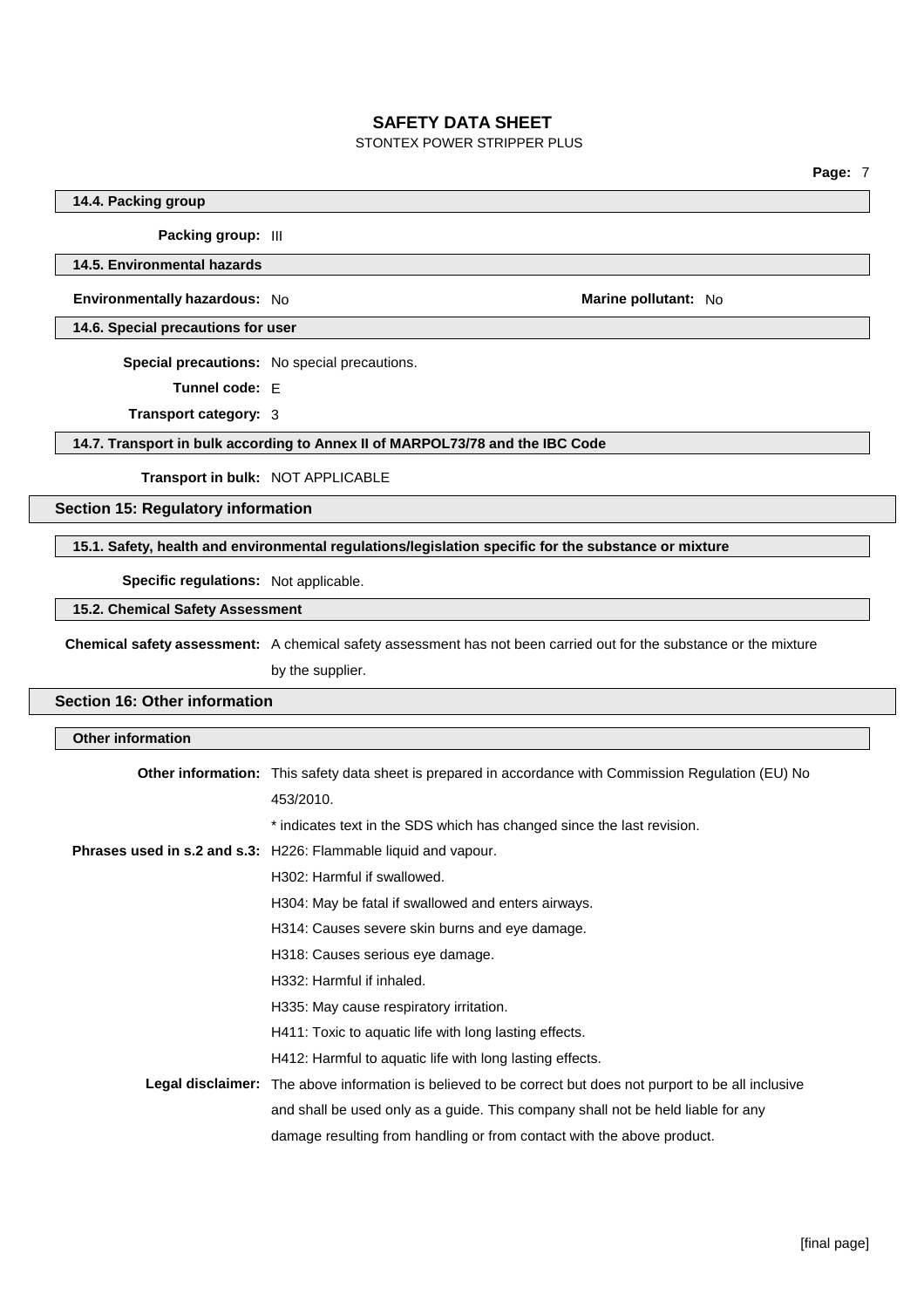### 14.4. Packing group

**Packing group:** III

### 14.5. Environmental hazards

**Environmentally hazardous:** No

**Marine pollutant:** No

### 14.6. Special precautions for user

**Special precautions:** No special precautions.

**Tunnel code:** E

**Transport category:** 3

### 14.7. Transport in bulk according to Annex II of MARPOL73/78 and the IBC Code

**Transport in bulk:** NOT APPLICABLE

## Section 15: Regulatory information

### 15.1. Safety, health and environmental regulations/legislation specific for the substance or mixture

**Specific regulations:** Not applicable.

### 15.2. Chemical Safety Assessment

**Chemical safety assessment:** A chemical safety assessment has not been carried out for the substance or the mixture by the supplier.

## Section 16: Other information

### Other information

**Other information:** This safety data sheet is prepared in accordance with Commission Regulation (EU) No 453/2010.

* indicates text in the SDS which has changed since the last revision.

**Phrases used in s.2 and s.3:** H226: Flammable liquid and vapour.

H302: Harmful if swallowed.

H304: May be fatal if swallowed and enters airways.

H314: Causes severe skin burns and eye damage.

H318: Causes serious eye damage.

H332: Harmful if inhaled.

H335: May cause respiratory irritation.

H411: Toxic to aquatic life with long lasting effects.

H412: Harmful to aquatic life with long lasting effects.

**Legal disclaimer:** The above information is believed to be correct but does not purport to be all inclusive and shall be used only as a guide. This company shall not be held liable for any damage resulting from handling or from contact with the above product.

[final page]